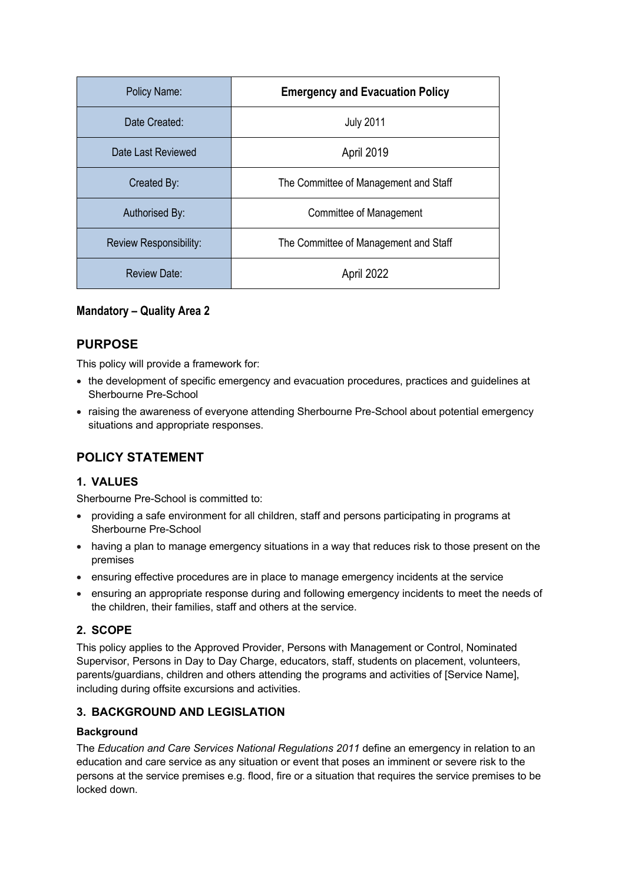| Policy Name: | **Emergency and Evacuation Policy** |
| --- | --- |
| Date Created: | July 2011 |
| Date Last Reviewed | April 2019 |
| Created By: | The Committee of Management and Staff |
| Authorised By: | Committee of Management |
| Review Responsibility: | The Committee of Management and Staff |
| Review Date: | April 2022 |

**Mandatory – Quality Area 2**

## PURPOSE

This policy will provide a framework for:

- the development of specific emergency and evacuation procedures, practices and guidelines at Sherbourne Pre-School
- raising the awareness of everyone attending Sherbourne Pre-School about potential emergency situations and appropriate responses.

## POLICY STATEMENT

### 1. VALUES

Sherbourne Pre-School is committed to:

- providing a safe environment for all children, staff and persons participating in programs at Sherbourne Pre-School
- having a plan to manage emergency situations in a way that reduces risk to those present on the premises
- ensuring effective procedures are in place to manage emergency incidents at the service
- ensuring an appropriate response during and following emergency incidents to meet the needs of the children, their families, staff and others at the service.

### 2. SCOPE

This policy applies to the Approved Provider, Persons with Management or Control, Nominated Supervisor, Persons in Day to Day Charge, educators, staff, students on placement, volunteers, parents/guardians, children and others attending the programs and activities of [Service Name], including during offsite excursions and activities.

### 3. BACKGROUND AND LEGISLATION

#### Background

The *Education and Care Services National Regulations 2011* define an emergency in relation to an education and care service as any situation or event that poses an imminent or severe risk to the persons at the service premises e.g. flood, fire or a situation that requires the service premises to be locked down.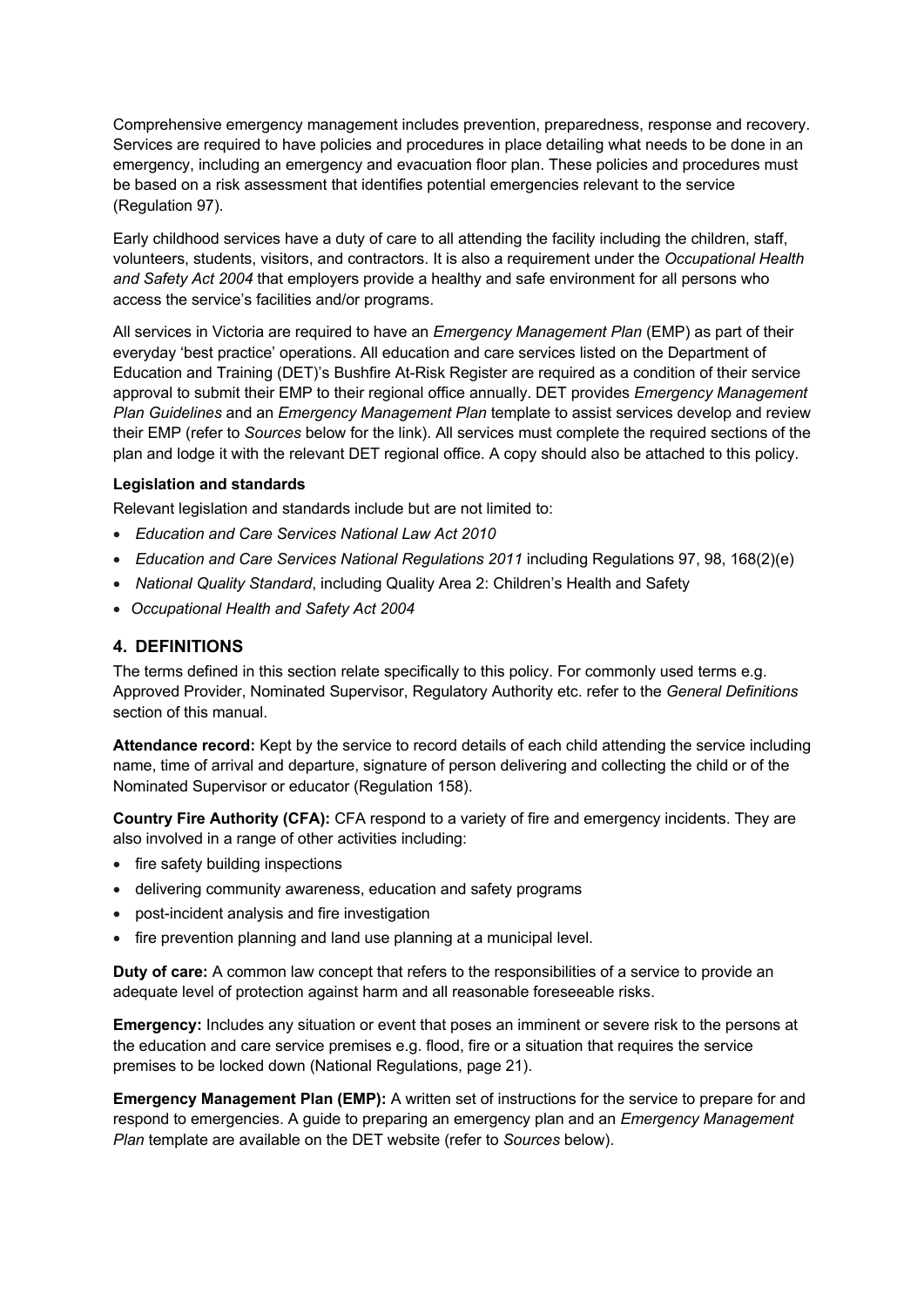Comprehensive emergency management includes prevention, preparedness, response and recovery. Services are required to have policies and procedures in place detailing what needs to be done in an emergency, including an emergency and evacuation floor plan. These policies and procedures must be based on a risk assessment that identifies potential emergencies relevant to the service (Regulation 97).

Early childhood services have a duty of care to all attending the facility including the children, staff, volunteers, students, visitors, and contractors. It is also a requirement under the *Occupational Health and Safety Act 2004* that employers provide a healthy and safe environment for all persons who access the service's facilities and/or programs.

All services in Victoria are required to have an *Emergency Management Plan* (EMP) as part of their everyday 'best practice' operations. All education and care services listed on the Department of Education and Training (DET)'s Bushfire At-Risk Register are required as a condition of their service approval to submit their EMP to their regional office annually. DET provides *Emergency Management Plan Guidelines* and an *Emergency Management Plan* template to assist services develop and review their EMP (refer to *Sources* below for the link). All services must complete the required sections of the plan and lodge it with the relevant DET regional office. A copy should also be attached to this policy.

**Legislation and standards**

Relevant legislation and standards include but are not limited to:

- *Education and Care Services National Law Act 2010*
- *Education and Care Services National Regulations 2011* including Regulations 97, 98, 168(2)(e)
- *National Quality Standard*, including Quality Area 2: Children's Health and Safety
- *Occupational Health and Safety Act 2004*

## 4. DEFINITIONS

The terms defined in this section relate specifically to this policy. For commonly used terms e.g. Approved Provider, Nominated Supervisor, Regulatory Authority etc. refer to the *General Definitions* section of this manual.

**Attendance record:** Kept by the service to record details of each child attending the service including name, time of arrival and departure, signature of person delivering and collecting the child or of the Nominated Supervisor or educator (Regulation 158).

**Country Fire Authority (CFA):** CFA respond to a variety of fire and emergency incidents. They are also involved in a range of other activities including:

- fire safety building inspections
- delivering community awareness, education and safety programs
- post-incident analysis and fire investigation
- fire prevention planning and land use planning at a municipal level.

**Duty of care:** A common law concept that refers to the responsibilities of a service to provide an adequate level of protection against harm and all reasonable foreseeable risks.

**Emergency:** Includes any situation or event that poses an imminent or severe risk to the persons at the education and care service premises e.g. flood, fire or a situation that requires the service premises to be locked down (National Regulations, page 21).

**Emergency Management Plan (EMP):** A written set of instructions for the service to prepare for and respond to emergencies. A guide to preparing an emergency plan and an *Emergency Management Plan* template are available on the DET website (refer to *Sources* below).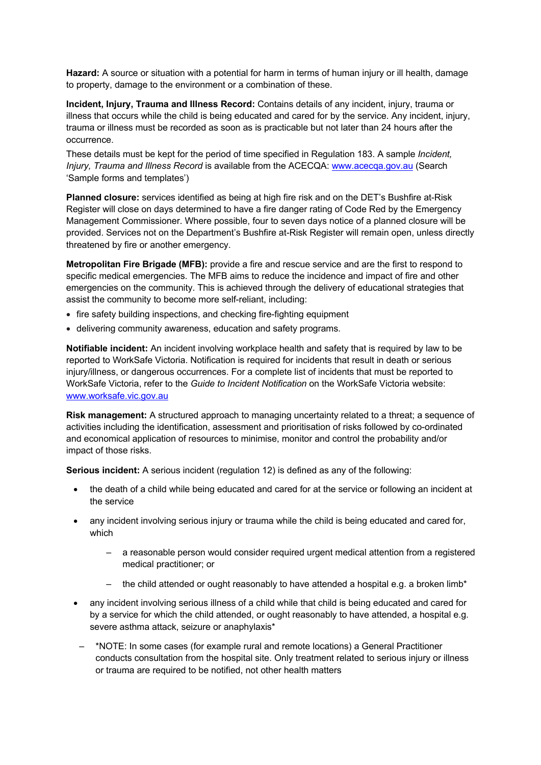**Hazard:** A source or situation with a potential for harm in terms of human injury or ill health, damage to property, damage to the environment or a combination of these.

**Incident, Injury, Trauma and Illness Record:** Contains details of any incident, injury, trauma or illness that occurs while the child is being educated and cared for by the service. Any incident, injury, trauma or illness must be recorded as soon as is practicable but not later than 24 hours after the occurrence.

These details must be kept for the period of time specified in Regulation 183. A sample *Incident, Injury, Trauma and Illness Record* is available from the ACECQA: [www.acecqa.gov.au](http://www.acecqa.gov.au) (Search 'Sample forms and templates')

**Planned closure:** services identified as being at high fire risk and on the DET's Bushfire at-Risk Register will close on days determined to have a fire danger rating of Code Red by the Emergency Management Commissioner. Where possible, four to seven days notice of a planned closure will be provided. Services not on the Department's Bushfire at-Risk Register will remain open, unless directly threatened by fire or another emergency.

**Metropolitan Fire Brigade (MFB):** provide a fire and rescue service and are the first to respond to specific medical emergencies. The MFB aims to reduce the incidence and impact of fire and other emergencies on the community. This is achieved through the delivery of educational strategies that assist the community to become more self-reliant, including:

- fire safety building inspections, and checking fire-fighting equipment
- delivering community awareness, education and safety programs.

**Notifiable incident:** An incident involving workplace health and safety that is required by law to be reported to WorkSafe Victoria. Notification is required for incidents that result in death or serious injury/illness, or dangerous occurrences. For a complete list of incidents that must be reported to WorkSafe Victoria, refer to the *Guide to Incident Notification* on the WorkSafe Victoria website: [www.worksafe.vic.gov.au](http://www.worksafe.vic.gov.au)

**Risk management:** A structured approach to managing uncertainty related to a threat; a sequence of activities including the identification, assessment and prioritisation of risks followed by co-ordinated and economical application of resources to minimise, monitor and control the probability and/or impact of those risks.

**Serious incident:** A serious incident (regulation 12) is defined as any of the following:

- the death of a child while being educated and cared for at the service or following an incident at the service
- any incident involving serious injury or trauma while the child is being educated and cared for, which
  - a reasonable person would consider required urgent medical attention from a registered medical practitioner; or
  - the child attended or ought reasonably to have attended a hospital e.g. a broken limb*
- any incident involving serious illness of a child while that child is being educated and cared for by a service for which the child attended, or ought reasonably to have attended, a hospital e.g. severe asthma attack, seizure or anaphylaxis*

– *NOTE: In some cases (for example rural and remote locations) a General Practitioner conducts consultation from the hospital site. Only treatment related to serious injury or illness or trauma are required to be notified, not other health matters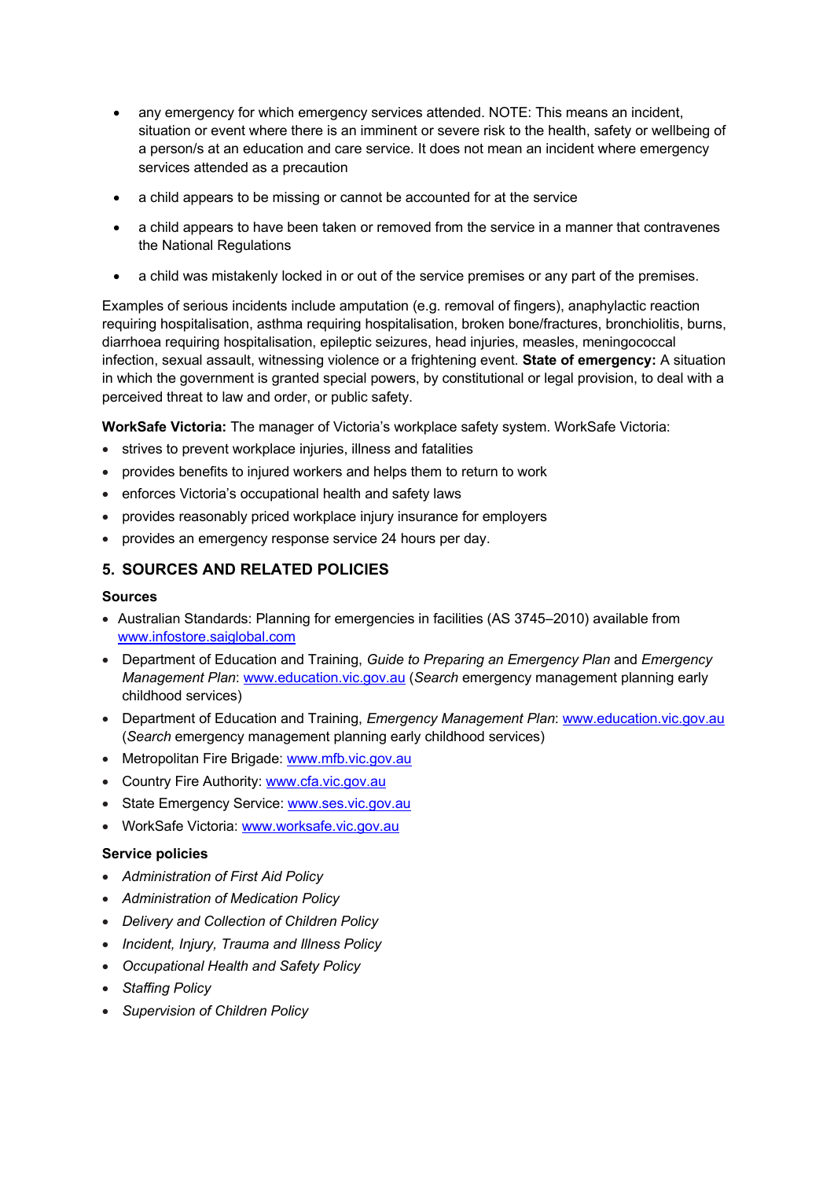- any emergency for which emergency services attended. NOTE: This means an incident, situation or event where there is an imminent or severe risk to the health, safety or wellbeing of a person/s at an education and care service. It does not mean an incident where emergency services attended as a precaution
- a child appears to be missing or cannot be accounted for at the service
- a child appears to have been taken or removed from the service in a manner that contravenes the National Regulations
- a child was mistakenly locked in or out of the service premises or any part of the premises.

Examples of serious incidents include amputation (e.g. removal of fingers), anaphylactic reaction requiring hospitalisation, asthma requiring hospitalisation, broken bone/fractures, bronchiolitis, burns, diarrhoea requiring hospitalisation, epileptic seizures, head injuries, measles, meningococcal infection, sexual assault, witnessing violence or a frightening event. **State of emergency:** A situation in which the government is granted special powers, by constitutional or legal provision, to deal with a perceived threat to law and order, or public safety.

**WorkSafe Victoria:** The manager of Victoria's workplace safety system. WorkSafe Victoria:

- strives to prevent workplace injuries, illness and fatalities
- provides benefits to injured workers and helps them to return to work
- enforces Victoria's occupational health and safety laws
- provides reasonably priced workplace injury insurance for employers
- provides an emergency response service 24 hours per day.

## 5. SOURCES AND RELATED POLICIES

### Sources

- Australian Standards: Planning for emergencies in facilities (AS 3745–2010) available from www.infostore.saiglobal.com
- Department of Education and Training, *Guide to Preparing an Emergency Plan* and *Emergency Management Plan*: www.education.vic.gov.au (*Search* emergency management planning early childhood services)
- Department of Education and Training, *Emergency Management Plan*: www.education.vic.gov.au (*Search* emergency management planning early childhood services)
- Metropolitan Fire Brigade: www.mfb.vic.gov.au
- Country Fire Authority: www.cfa.vic.gov.au
- State Emergency Service: www.ses.vic.gov.au
- WorkSafe Victoria: www.worksafe.vic.gov.au

### Service policies

- *Administration of First Aid Policy*
- *Administration of Medication Policy*
- *Delivery and Collection of Children Policy*
- *Incident, Injury, Trauma and Illness Policy*
- *Occupational Health and Safety Policy*
- *Staffing Policy*
- *Supervision of Children Policy*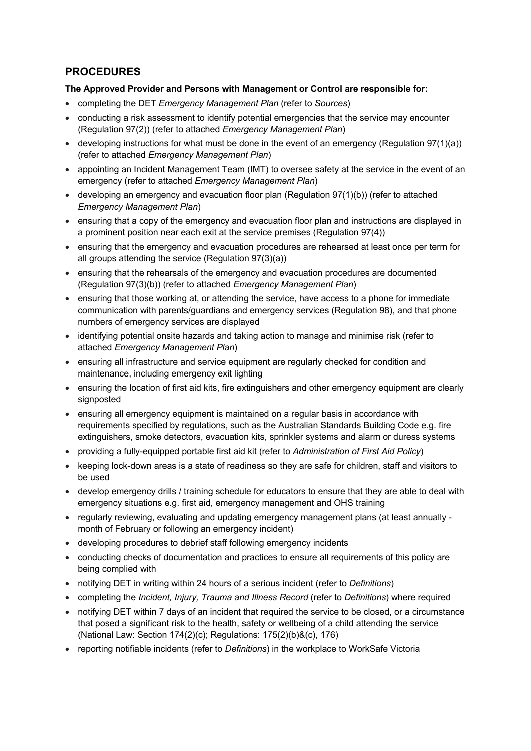## PROCEDURES

**The Approved Provider and Persons with Management or Control are responsible for:**

- completing the DET *Emergency Management Plan* (refer to *Sources*)
- conducting a risk assessment to identify potential emergencies that the service may encounter (Regulation 97(2)) (refer to attached *Emergency Management Plan*)
- developing instructions for what must be done in the event of an emergency (Regulation 97(1)(a)) (refer to attached *Emergency Management Plan*)
- appointing an Incident Management Team (IMT) to oversee safety at the service in the event of an emergency (refer to attached *Emergency Management Plan*)
- developing an emergency and evacuation floor plan (Regulation 97(1)(b)) (refer to attached *Emergency Management Plan*)
- ensuring that a copy of the emergency and evacuation floor plan and instructions are displayed in a prominent position near each exit at the service premises (Regulation 97(4))
- ensuring that the emergency and evacuation procedures are rehearsed at least once per term for all groups attending the service (Regulation 97(3)(a))
- ensuring that the rehearsals of the emergency and evacuation procedures are documented (Regulation 97(3)(b)) (refer to attached *Emergency Management Plan*)
- ensuring that those working at, or attending the service, have access to a phone for immediate communication with parents/guardians and emergency services (Regulation 98), and that phone numbers of emergency services are displayed
- identifying potential onsite hazards and taking action to manage and minimise risk (refer to attached *Emergency Management Plan*)
- ensuring all infrastructure and service equipment are regularly checked for condition and maintenance, including emergency exit lighting
- ensuring the location of first aid kits, fire extinguishers and other emergency equipment are clearly signposted
- ensuring all emergency equipment is maintained on a regular basis in accordance with requirements specified by regulations, such as the Australian Standards Building Code e.g. fire extinguishers, smoke detectors, evacuation kits, sprinkler systems and alarm or duress systems
- providing a fully-equipped portable first aid kit (refer to *Administration of First Aid Policy*)
- keeping lock-down areas is a state of readiness so they are safe for children, staff and visitors to be used
- develop emergency drills / training schedule for educators to ensure that they are able to deal with emergency situations e.g. first aid, emergency management and OHS training
- regularly reviewing, evaluating and updating emergency management plans (at least annually - month of February or following an emergency incident)
- developing procedures to debrief staff following emergency incidents
- conducting checks of documentation and practices to ensure all requirements of this policy are being complied with
- notifying DET in writing within 24 hours of a serious incident (refer to *Definitions*)
- completing the *Incident, Injury, Trauma and Illness Record* (refer to *Definitions*) where required
- notifying DET within 7 days of an incident that required the service to be closed, or a circumstance that posed a significant risk to the health, safety or wellbeing of a child attending the service (National Law: Section 174(2)(c); Regulations: 175(2)(b)&(c), 176)
- reporting notifiable incidents (refer to *Definitions*) in the workplace to WorkSafe Victoria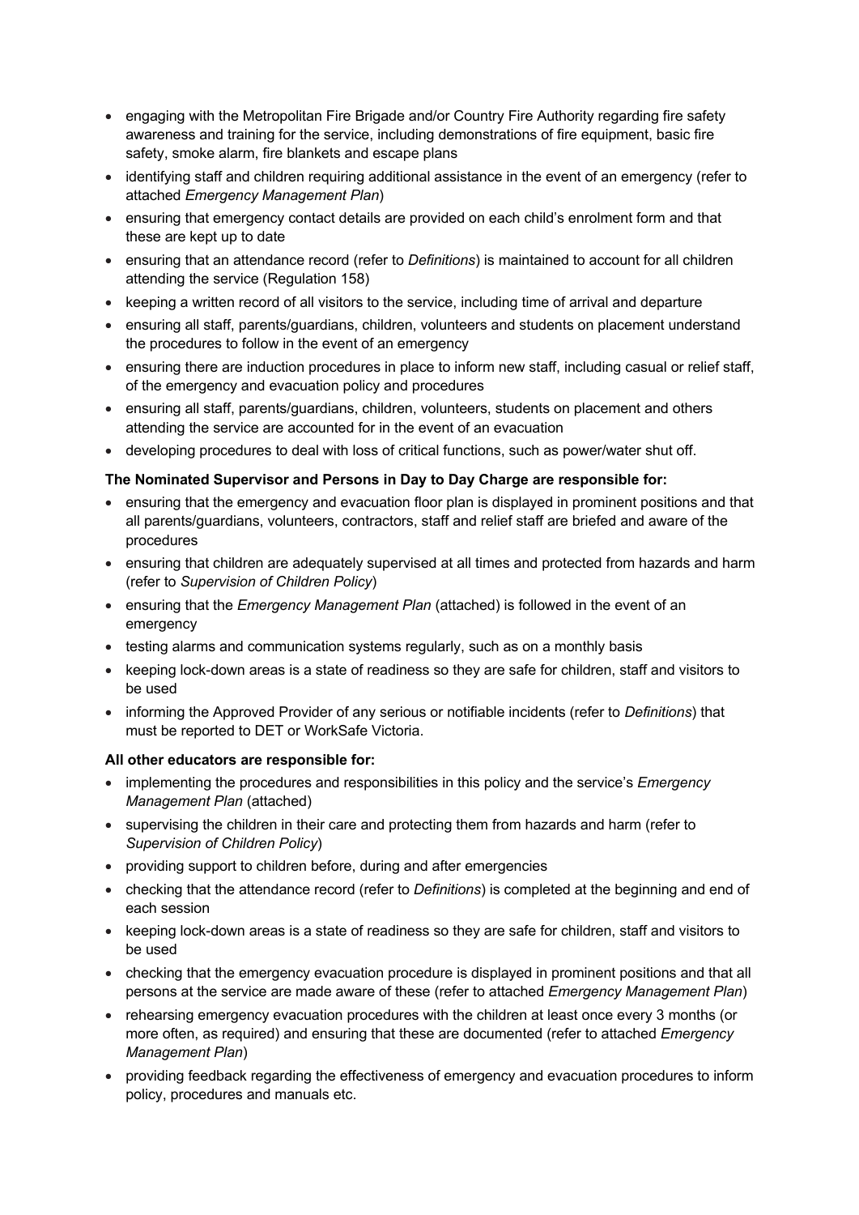- engaging with the Metropolitan Fire Brigade and/or Country Fire Authority regarding fire safety awareness and training for the service, including demonstrations of fire equipment, basic fire safety, smoke alarm, fire blankets and escape plans
- identifying staff and children requiring additional assistance in the event of an emergency (refer to attached *Emergency Management Plan*)
- ensuring that emergency contact details are provided on each child's enrolment form and that these are kept up to date
- ensuring that an attendance record (refer to *Definitions*) is maintained to account for all children attending the service (Regulation 158)
- keeping a written record of all visitors to the service, including time of arrival and departure
- ensuring all staff, parents/guardians, children, volunteers and students on placement understand the procedures to follow in the event of an emergency
- ensuring there are induction procedures in place to inform new staff, including casual or relief staff, of the emergency and evacuation policy and procedures
- ensuring all staff, parents/guardians, children, volunteers, students on placement and others attending the service are accounted for in the event of an evacuation
- developing procedures to deal with loss of critical functions, such as power/water shut off.

**The Nominated Supervisor and Persons in Day to Day Charge are responsible for:**

- ensuring that the emergency and evacuation floor plan is displayed in prominent positions and that all parents/guardians, volunteers, contractors, staff and relief staff are briefed and aware of the procedures
- ensuring that children are adequately supervised at all times and protected from hazards and harm (refer to *Supervision of Children Policy*)
- ensuring that the *Emergency Management Plan* (attached) is followed in the event of an emergency
- testing alarms and communication systems regularly, such as on a monthly basis
- keeping lock-down areas is a state of readiness so they are safe for children, staff and visitors to be used
- informing the Approved Provider of any serious or notifiable incidents (refer to *Definitions*) that must be reported to DET or WorkSafe Victoria.

**All other educators are responsible for:**

- implementing the procedures and responsibilities in this policy and the service's *Emergency Management Plan* (attached)
- supervising the children in their care and protecting them from hazards and harm (refer to *Supervision of Children Policy*)
- providing support to children before, during and after emergencies
- checking that the attendance record (refer to *Definitions*) is completed at the beginning and end of each session
- keeping lock-down areas is a state of readiness so they are safe for children, staff and visitors to be used
- checking that the emergency evacuation procedure is displayed in prominent positions and that all persons at the service are made aware of these (refer to attached *Emergency Management Plan*)
- rehearsing emergency evacuation procedures with the children at least once every 3 months (or more often, as required) and ensuring that these are documented (refer to attached *Emergency Management Plan*)
- providing feedback regarding the effectiveness of emergency and evacuation procedures to inform policy, procedures and manuals etc.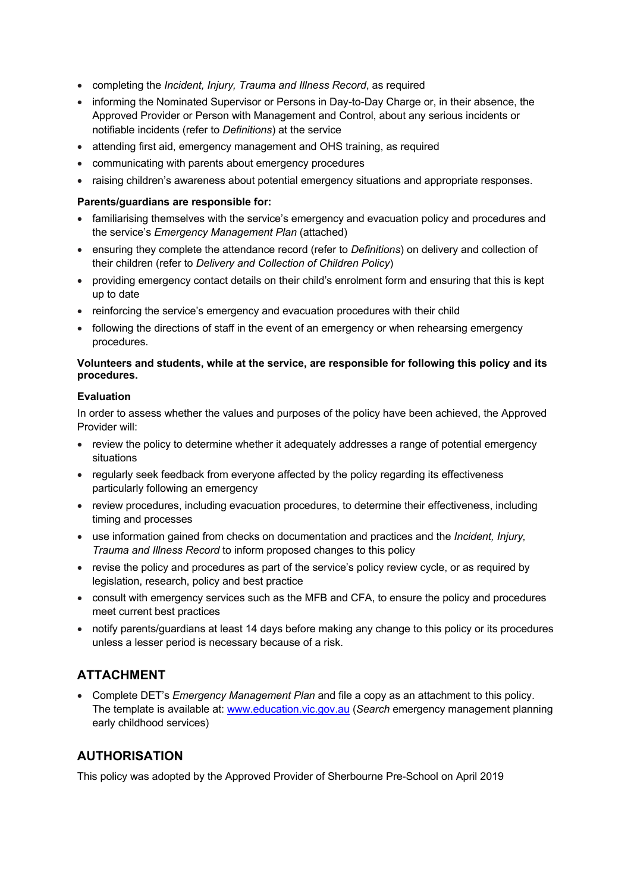- completing the *Incident, Injury, Trauma and Illness Record*, as required
- informing the Nominated Supervisor or Persons in Day-to-Day Charge or, in their absence, the Approved Provider or Person with Management and Control, about any serious incidents or notifiable incidents (refer to *Definitions*) at the service
- attending first aid, emergency management and OHS training, as required
- communicating with parents about emergency procedures
- raising children's awareness about potential emergency situations and appropriate responses.

**Parents/guardians are responsible for:**

- familiarising themselves with the service's emergency and evacuation policy and procedures and the service's *Emergency Management Plan* (attached)
- ensuring they complete the attendance record (refer to *Definitions*) on delivery and collection of their children (refer to *Delivery and Collection of Children Policy*)
- providing emergency contact details on their child's enrolment form and ensuring that this is kept up to date
- reinforcing the service's emergency and evacuation procedures with their child
- following the directions of staff in the event of an emergency or when rehearsing emergency procedures.

**Volunteers and students, while at the service, are responsible for following this policy and its procedures.**

**Evaluation**

In order to assess whether the values and purposes of the policy have been achieved, the Approved Provider will:

- review the policy to determine whether it adequately addresses a range of potential emergency situations
- regularly seek feedback from everyone affected by the policy regarding its effectiveness particularly following an emergency
- review procedures, including evacuation procedures, to determine their effectiveness, including timing and processes
- use information gained from checks on documentation and practices and the *Incident, Injury, Trauma and Illness Record* to inform proposed changes to this policy
- revise the policy and procedures as part of the service's policy review cycle, or as required by legislation, research, policy and best practice
- consult with emergency services such as the MFB and CFA, to ensure the policy and procedures meet current best practices
- notify parents/guardians at least 14 days before making any change to this policy or its procedures unless a lesser period is necessary because of a risk.

## ATTACHMENT

- Complete DET's *Emergency Management Plan* and file a copy as an attachment to this policy. The template is available at: [www.education.vic.gov.au](http://www.education.vic.gov.au) (*Search* emergency management planning early childhood services)

## AUTHORISATION

This policy was adopted by the Approved Provider of Sherbourne Pre-School on April 2019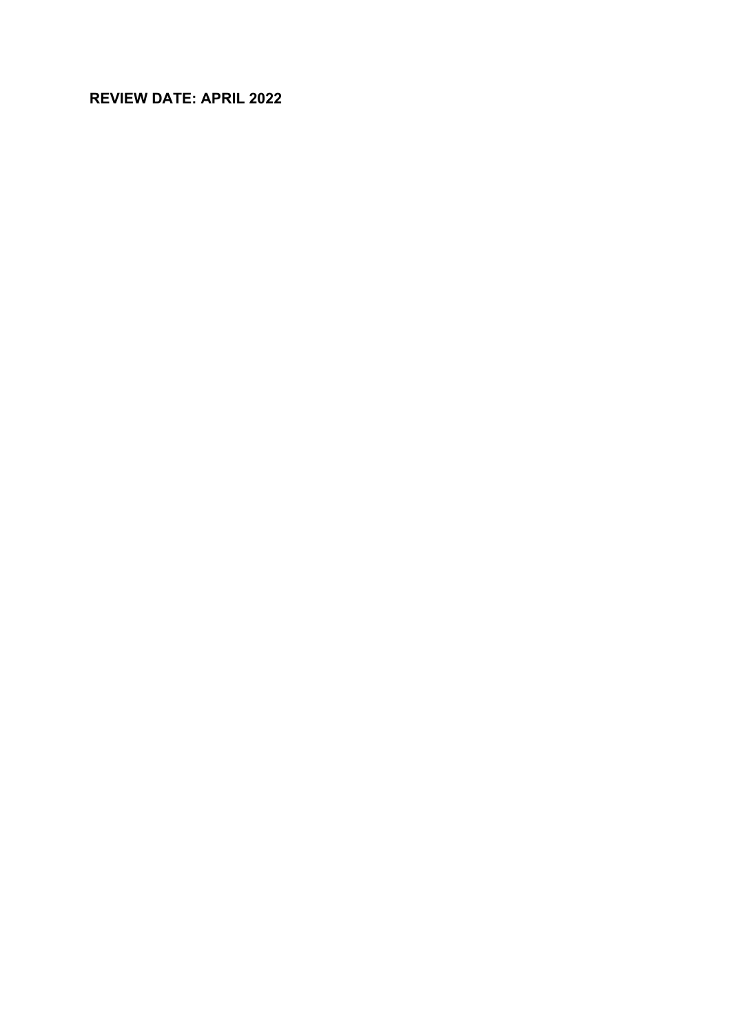**REVIEW DATE: APRIL 2022**